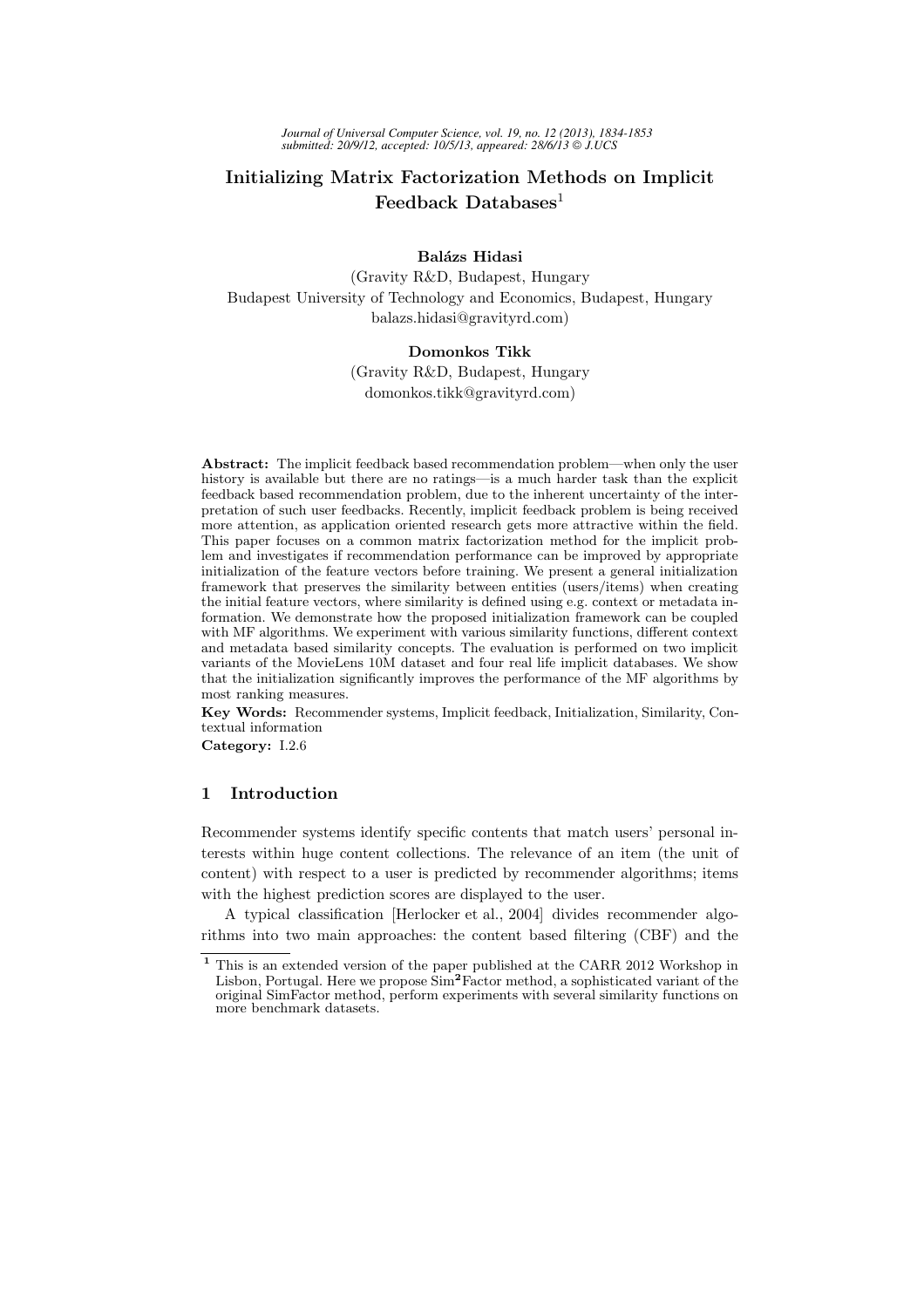# Initializing Matrix Factorization Methods on Implicit Feedback Databases[1]

**Balázs Hidasi**
(Gravity R&D, Budapest, Hungary
Budapest University of Technology and Economics, Budapest, Hungary
balazs.hidasi@gravityrd.com)

**Domonkos Tikk**
(Gravity R&D, Budapest, Hungary
domonkos.tikk@gravityrd.com)

**Abstract:** The implicit feedback based recommendation problem—when only the user history is available but there are no ratings—is a much harder task than the explicit feedback based recommendation problem, due to the inherent uncertainty of the interpretation of such user feedbacks. Recently, implicit feedback problem is being received more attention, as application oriented research gets more attractive within the field. This paper focuses on a common matrix factorization method for the implicit problem and investigates if recommendation performance can be improved by appropriate initialization of the feature vectors before training. We present a general initialization framework that preserves the similarity between entities (users/items) when creating the initial feature vectors, where similarity is defined using e.g. context or metadata information. We demonstrate how the proposed initialization framework can be coupled with MF algorithms. We experiment with various similarity functions, different context and metadata based similarity concepts. The evaluation is performed on two implicit variants of the MovieLens 10M dataset and four real life implicit databases. We show that the initialization significantly improves the performance of the MF algorithms by most ranking measures.

**Key Words:** Recommender systems, Implicit feedback, Initialization, Similarity, Contextual information

**Category:** I.2.6

## 1 Introduction

Recommender systems identify specific contents that match users' personal interests within huge content collections. The relevance of an item (the unit of content) with respect to a user is predicted by recommender algorithms; items with the highest prediction scores are displayed to the user.

A typical classification [Herlocker et al., 2004] divides recommender algorithms into two main approaches: the content based filtering (CBF) and the

[1] This is an extended version of the paper published at the CARR 2012 Workshop in Lisbon, Portugal. Here we propose Sim$^2$Factor method, a sophisticated variant of the original SimFactor method, perform experiments with several similarity functions on more benchmark datasets.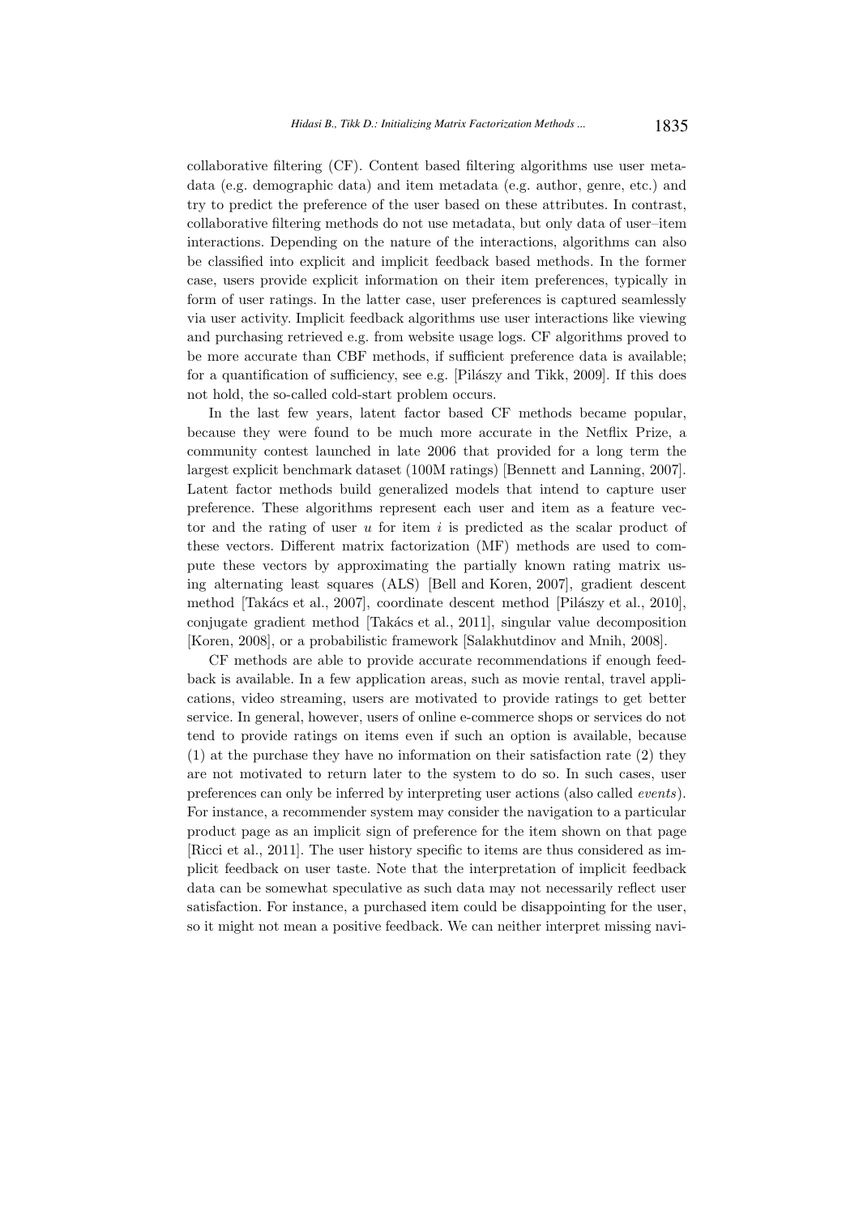collaborative filtering (CF). Content based filtering algorithms use user metadata (e.g. demographic data) and item metadata (e.g. author, genre, etc.) and try to predict the preference of the user based on these attributes. In contrast, collaborative filtering methods do not use metadata, but only data of user–item interactions. Depending on the nature of the interactions, algorithms can also be classified into explicit and implicit feedback based methods. In the former case, users provide explicit information on their item preferences, typically in form of user ratings. In the latter case, user preferences is captured seamlessly via user activity. Implicit feedback algorithms use user interactions like viewing and purchasing retrieved e.g. from website usage logs. CF algorithms proved to be more accurate than CBF methods, if sufficient preference data is available; for a quantification of sufficiency, see e.g. [Pilászy and Tikk, 2009]. If this does not hold, the so-called cold-start problem occurs.

In the last few years, latent factor based CF methods became popular, because they were found to be much more accurate in the Netflix Prize, a community contest launched in late 2006 that provided for a long term the largest explicit benchmark dataset (100M ratings) [Bennett and Lanning, 2007]. Latent factor methods build generalized models that intend to capture user preference. These algorithms represent each user and item as a feature vector and the rating of user $u$ for item $i$ is predicted as the scalar product of these vectors. Different matrix factorization (MF) methods are used to compute these vectors by approximating the partially known rating matrix using alternating least squares (ALS) [Bell and Koren, 2007], gradient descent method [Takács et al., 2007], coordinate descent method [Pilászy et al., 2010], conjugate gradient method [Takács et al., 2011], singular value decomposition [Koren, 2008], or a probabilistic framework [Salakhutdinov and Mnih, 2008].

CF methods are able to provide accurate recommendations if enough feedback is available. In a few application areas, such as movie rental, travel applications, video streaming, users are motivated to provide ratings to get better service. In general, however, users of online e-commerce shops or services do not tend to provide ratings on items even if such an option is available, because (1) at the purchase they have no information on their satisfaction rate (2) they are not motivated to return later to the system to do so. In such cases, user preferences can only be inferred by interpreting user actions (also called *events*). For instance, a recommender system may consider the navigation to a particular product page as an implicit sign of preference for the item shown on that page [Ricci et al., 2011]. The user history specific to items are thus considered as implicit feedback on user taste. Note that the interpretation of implicit feedback data can be somewhat speculative as such data may not necessarily reflect user satisfaction. For instance, a purchased item could be disappointing for the user, so it might not mean a positive feedback. We can neither interpret missing navi-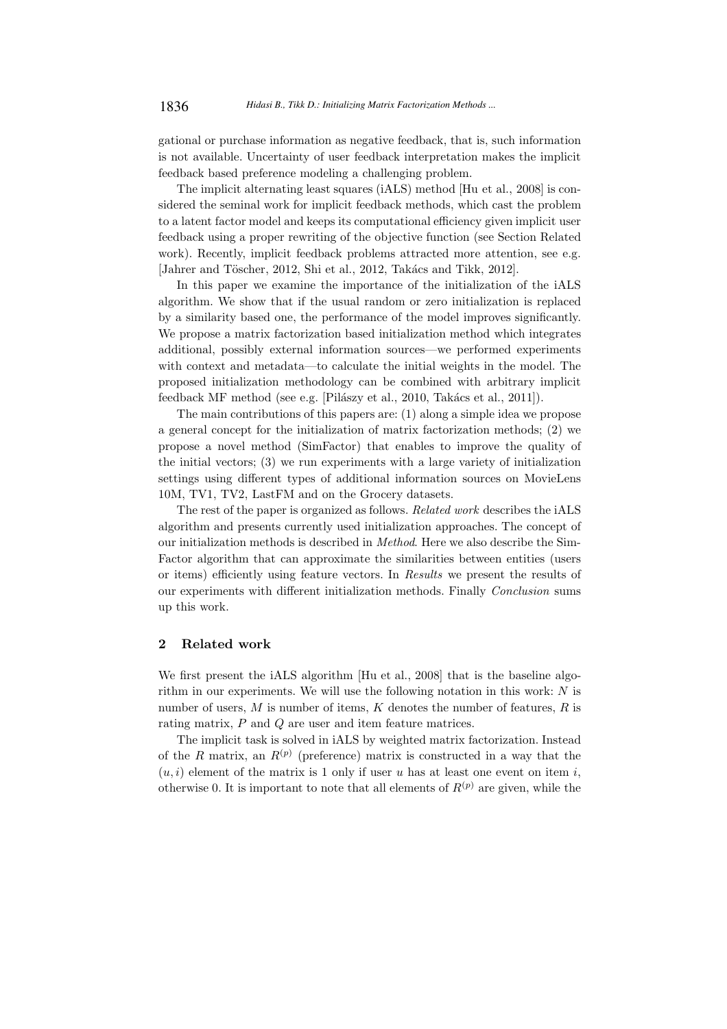gational or purchase information as negative feedback, that is, such information is not available. Uncertainty of user feedback interpretation makes the implicit feedback based preference modeling a challenging problem.

The implicit alternating least squares (iALS) method [Hu et al., 2008] is considered the seminal work for implicit feedback methods, which cast the problem to a latent factor model and keeps its computational efficiency given implicit user feedback using a proper rewriting of the objective function (see Section Related work). Recently, implicit feedback problems attracted more attention, see e.g. [Jahrer and Töscher, 2012, Shi et al., 2012, Takács and Tikk, 2012].

In this paper we examine the importance of the initialization of the iALS algorithm. We show that if the usual random or zero initialization is replaced by a similarity based one, the performance of the model improves significantly. We propose a matrix factorization based initialization method which integrates additional, possibly external information sources—we performed experiments with context and metadata—to calculate the initial weights in the model. The proposed initialization methodology can be combined with arbitrary implicit feedback MF method (see e.g. [Pilászy et al., 2010, Takács et al., 2011]).

The main contributions of this papers are: (1) along a simple idea we propose a general concept for the initialization of matrix factorization methods; (2) we propose a novel method (SimFactor) that enables to improve the quality of the initial vectors; (3) we run experiments with a large variety of initialization settings using different types of additional information sources on MovieLens 10M, TV1, TV2, LastFM and on the Grocery datasets.

The rest of the paper is organized as follows. *Related work* describes the iALS algorithm and presents currently used initialization approaches. The concept of our initialization methods is described in *Method*. Here we also describe the SimFactor algorithm that can approximate the similarities between entities (users or items) efficiently using feature vectors. In *Results* we present the results of our experiments with different initialization methods. Finally *Conclusion* sums up this work.

## 2 Related work

We first present the iALS algorithm [Hu et al., 2008] that is the baseline algorithm in our experiments. We will use the following notation in this work: $N$ is number of users, $M$ is number of items, $K$ denotes the number of features, $R$ is rating matrix, $P$ and $Q$ are user and item feature matrices.

The implicit task is solved in iALS by weighted matrix factorization. Instead of the $R$ matrix, an $R^{(p)}$ (preference) matrix is constructed in a way that the $(u, i)$ element of the matrix is 1 only if user $u$ has at least one event on item $i$, otherwise 0. It is important to note that all elements of $R^{(p)}$ are given, while the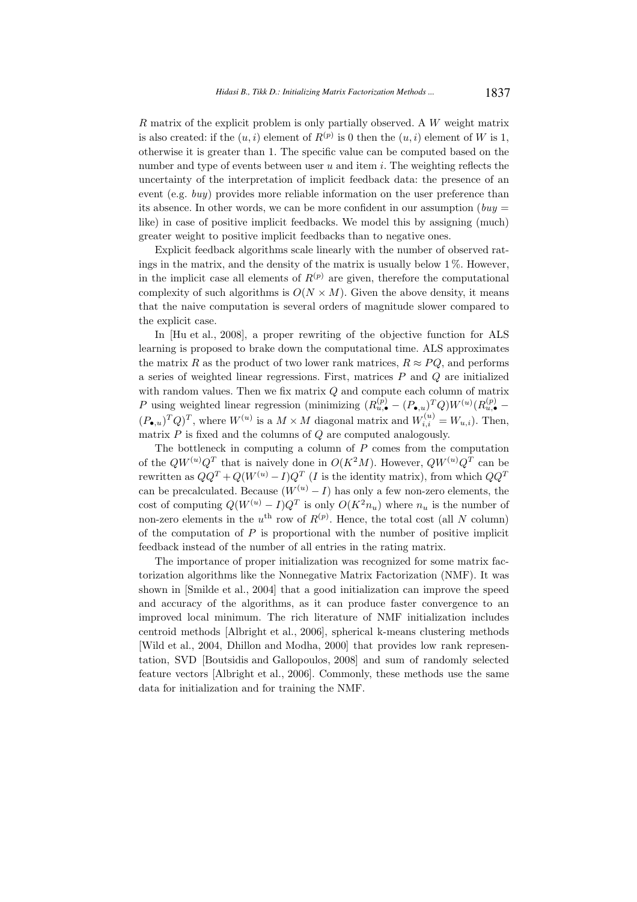$R$ matrix of the explicit problem is only partially observed. A $W$ weight matrix is also created: if the $(u,i)$ element of $R^{(p)}$ is 0 then the $(u,i)$ element of $W$ is 1, otherwise it is greater than 1. The specific value can be computed based on the number and type of events between user $u$ and item $i$. The weighting reflects the uncertainty of the interpretation of implicit feedback data: the presence of an event (e.g. *buy*) provides more reliable information on the user preference than its absence. In other words, we can be more confident in our assumption (*buy* = like) in case of positive implicit feedbacks. We model this by assigning (much) greater weight to positive implicit feedbacks than to negative ones.

Explicit feedback algorithms scale linearly with the number of observed ratings in the matrix, and the density of the matrix is usually below 1 %. However, in the implicit case all elements of $R^{(p)}$ are given, therefore the computational complexity of such algorithms is $O(N \times M)$. Given the above density, it means that the naive computation is several orders of magnitude slower compared to the explicit case.

In [Hu et al., 2008], a proper rewriting of the objective function for ALS learning is proposed to brake down the computational time. ALS approximates the matrix $R$ as the product of two lower rank matrices, $R \approx PQ$, and performs a series of weighted linear regressions. First, matrices $P$ and $Q$ are initialized with random values. Then we fix matrix $Q$ and compute each column of matrix $P$ using weighted linear regression (minimizing $(R^{(p)}_{u,\bullet} - (P_{\bullet,u})^T Q) W^{(u)} (R^{(p)}_{u,\bullet} - (P_{\bullet,u})^T Q)^T$, where $W^{(u)}$ is a $M \times M$ diagonal matrix and $W^{(u)}_{i,i} = W_{u,i}$). Then, matrix $P$ is fixed and the columns of $Q$ are computed analogously.

The bottleneck in computing a column of $P$ comes from the computation of the $QW^{(u)}Q^T$ that is naively done in $O(K^2M)$. However, $QW^{(u)}Q^T$ can be rewritten as $QQ^T + Q(W^{(u)} - I)Q^T$ ($I$ is the identity matrix), from which $QQ^T$ can be precalculated. Because $(W^{(u)} - I)$ has only a few non-zero elements, the cost of computing $Q(W^{(u)} - I)Q^T$ is only $O(K^2 n_u)$ where $n_u$ is the number of non-zero elements in the $u^{\text{th}}$ row of $R^{(p)}$. Hence, the total cost (all $N$ column) of the computation of $P$ is proportional with the number of positive implicit feedback instead of the number of all entries in the rating matrix.

The importance of proper initialization was recognized for some matrix factorization algorithms like the Nonnegative Matrix Factorization (NMF). It was shown in [Smilde et al., 2004] that a good initialization can improve the speed and accuracy of the algorithms, as it can produce faster convergence to an improved local minimum. The rich literature of NMF initialization includes centroid methods [Albright et al., 2006], spherical k-means clustering methods [Wild et al., 2004, Dhillon and Modha, 2000] that provides low rank representation, SVD [Boutsidis and Gallopoulos, 2008] and sum of randomly selected feature vectors [Albright et al., 2006]. Commonly, these methods use the same data for initialization and for training the NMF.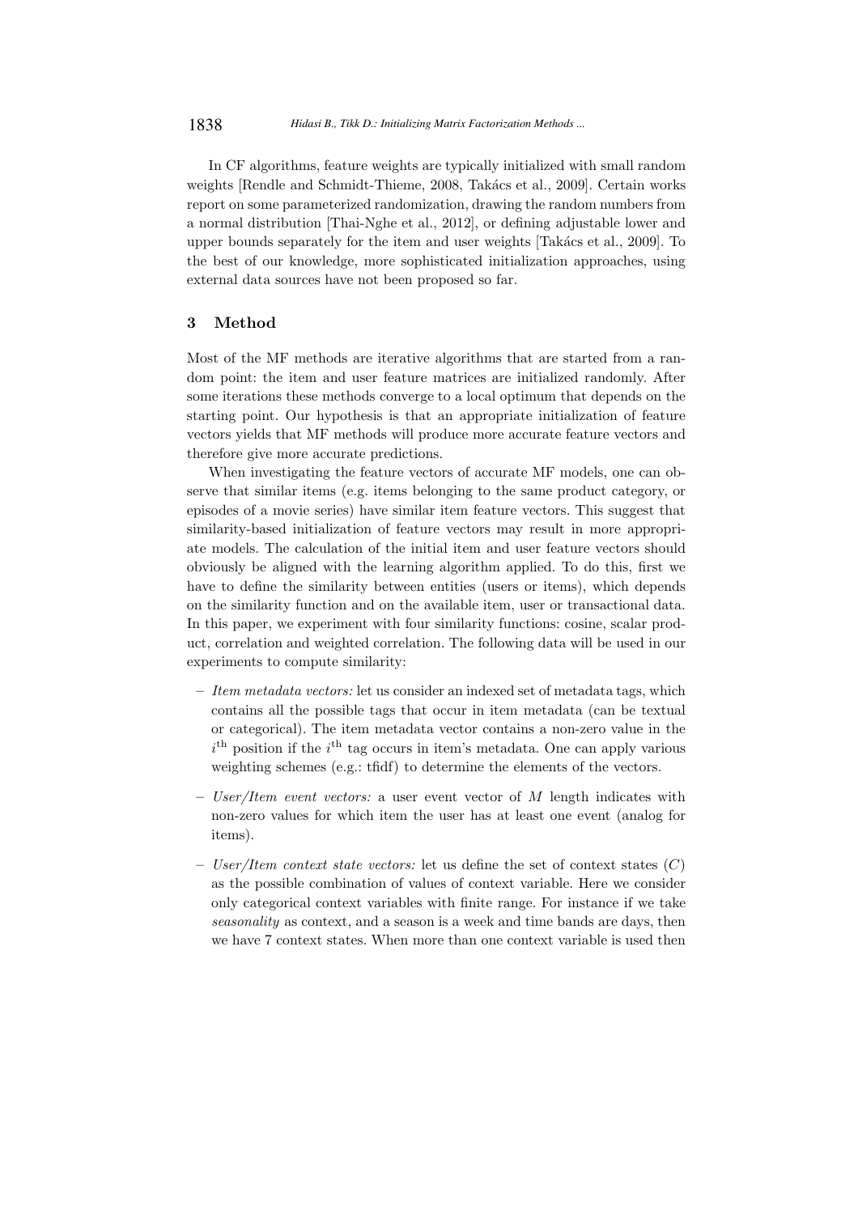In CF algorithms, feature weights are typically initialized with small random weights [Rendle and Schmidt-Thieme, 2008, Takács et al., 2009]. Certain works report on some parameterized randomization, drawing the random numbers from a normal distribution [Thai-Nghe et al., 2012], or defining adjustable lower and upper bounds separately for the item and user weights [Takács et al., 2009]. To the best of our knowledge, more sophisticated initialization approaches, using external data sources have not been proposed so far.

## 3 Method

Most of the MF methods are iterative algorithms that are started from a random point: the item and user feature matrices are initialized randomly. After some iterations these methods converge to a local optimum that depends on the starting point. Our hypothesis is that an appropriate initialization of feature vectors yields that MF methods will produce more accurate feature vectors and therefore give more accurate predictions.

When investigating the feature vectors of accurate MF models, one can observe that similar items (e.g. items belonging to the same product category, or episodes of a movie series) have similar item feature vectors. This suggest that similarity-based initialization of feature vectors may result in more appropriate models. The calculation of the initial item and user feature vectors should obviously be aligned with the learning algorithm applied. To do this, first we have to define the similarity between entities (users or items), which depends on the similarity function and on the available item, user or transactional data. In this paper, we experiment with four similarity functions: cosine, scalar product, correlation and weighted correlation. The following data will be used in our experiments to compute similarity:

- *Item metadata vectors:* let us consider an indexed set of metadata tags, which contains all the possible tags that occur in item metadata (can be textual or categorical). The item metadata vector contains a non-zero value in the $i^{\text{th}}$ position if the $i^{\text{th}}$ tag occurs in item's metadata. One can apply various weighting schemes (e.g.: tfidf) to determine the elements of the vectors.

- *User/Item event vectors:* a user event vector of $M$ length indicates with non-zero values for which item the user has at least one event (analog for items).

- *User/Item context state vectors:* let us define the set of context states ($C$) as the possible combination of values of context variable. Here we consider only categorical context variables with finite range. For instance if we take *seasonality* as context, and a season is a week and time bands are days, then we have 7 context states. When more than one context variable is used then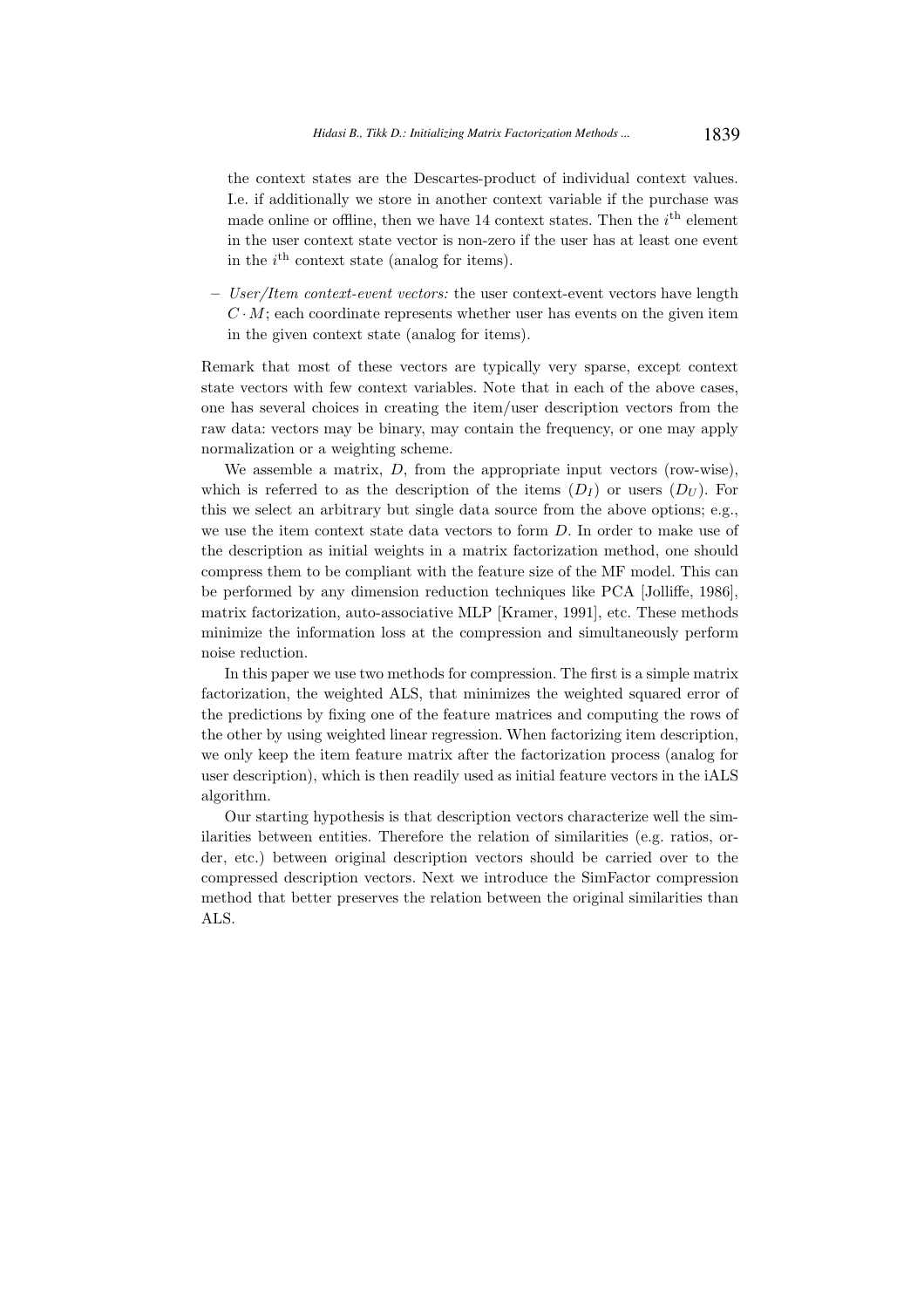the context states are the Descartes-product of individual context values. I.e. if additionally we store in another context variable if the purchase was made online or offline, then we have 14 context states. Then the $i^{\text{th}}$ element in the user context state vector is non-zero if the user has at least one event in the $i^{\text{th}}$ context state (analog for items).

- *User/Item context-event vectors:* the user context-event vectors have length $C \cdot M$; each coordinate represents whether user has events on the given item in the given context state (analog for items).

Remark that most of these vectors are typically very sparse, except context state vectors with few context variables. Note that in each of the above cases, one has several choices in creating the item/user description vectors from the raw data: vectors may be binary, may contain the frequency, or one may apply normalization or a weighting scheme.

We assemble a matrix, $D$, from the appropriate input vectors (row-wise), which is referred to as the description of the items ($D_I$) or users ($D_U$). For this we select an arbitrary but single data source from the above options; e.g., we use the item context state data vectors to form $D$. In order to make use of the description as initial weights in a matrix factorization method, one should compress them to be compliant with the feature size of the MF model. This can be performed by any dimension reduction techniques like PCA [Jolliffe, 1986], matrix factorization, auto-associative MLP [Kramer, 1991], etc. These methods minimize the information loss at the compression and simultaneously perform noise reduction.

In this paper we use two methods for compression. The first is a simple matrix factorization, the weighted ALS, that minimizes the weighted squared error of the predictions by fixing one of the feature matrices and computing the rows of the other by using weighted linear regression. When factorizing item description, we only keep the item feature matrix after the factorization process (analog for user description), which is then readily used as initial feature vectors in the iALS algorithm.

Our starting hypothesis is that description vectors characterize well the similarities between entities. Therefore the relation of similarities (e.g. ratios, order, etc.) between original description vectors should be carried over to the compressed description vectors. Next we introduce the SimFactor compression method that better preserves the relation between the original similarities than ALS.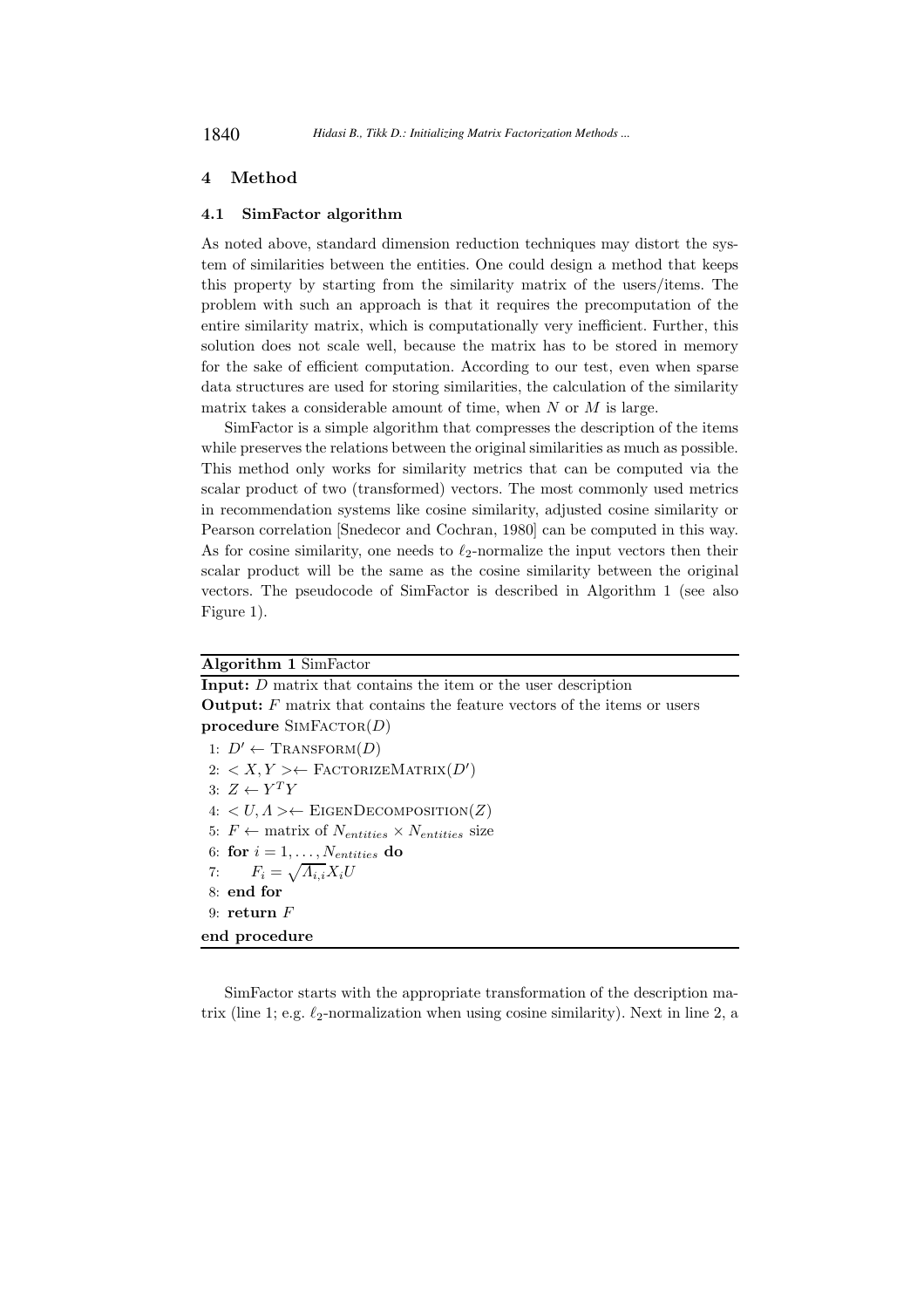## 4 Method

### 4.1 SimFactor algorithm

As noted above, standard dimension reduction techniques may distort the system of similarities between the entities. One could design a method that keeps this property by starting from the similarity matrix of the users/items. The problem with such an approach is that it requires the precomputation of the entire similarity matrix, which is computationally very inefficient. Further, this solution does not scale well, because the matrix has to be stored in memory for the sake of efficient computation. According to our test, even when sparse data structures are used for storing similarities, the calculation of the similarity matrix takes a considerable amount of time, when $N$ or $M$ is large.

SimFactor is a simple algorithm that compresses the description of the items while preserves the relations between the original similarities as much as possible. This method only works for similarity metrics that can be computed via the scalar product of two (transformed) vectors. The most commonly used metrics in recommendation systems like cosine similarity, adjusted cosine similarity or Pearson correlation [Snedecor and Cochran, 1980] can be computed in this way. As for cosine similarity, one needs to $\ell_2$-normalize the input vectors then their scalar product will be the same as the cosine similarity between the original vectors. The pseudocode of SimFactor is described in Algorithm 1 (see also Figure 1).

**Algorithm 1** SimFactor

**Input:** $D$ matrix that contains the item or the user description
**Output:** $F$ matrix that contains the feature vectors of the items or users
**procedure** SIMFACTOR($D$)

1: $D' \leftarrow$ TRANSFORM($D$)
2: $< X, Y > \leftarrow$ FACTORIZEMATRIX($D'$)
3: $Z \leftarrow Y^T Y$
4: $< U, \Lambda > \leftarrow$ EIGENDECOMPOSITION($Z$)
5: $F \leftarrow$ matrix of $N_{entities} \times N_{entities}$ size
6: **for** $i = 1, \ldots, N_{entities}$ **do**
7: $\quad F_i = \sqrt{\Lambda_{i,i}} X_i U$
8: **end for**
9: **return** $F$

**end procedure**

SimFactor starts with the appropriate transformation of the description matrix (line 1; e.g. $\ell_2$-normalization when using cosine similarity). Next in line 2, a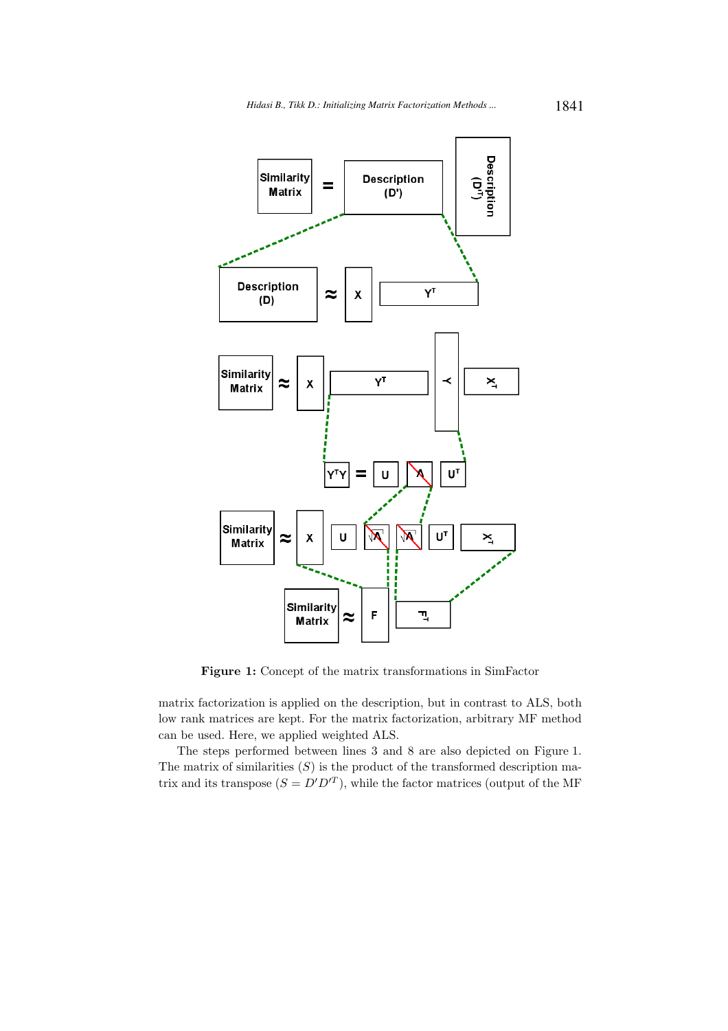**Figure 1:** Concept of the matrix transformations in SimFactor

matrix factorization is applied on the description, but in contrast to ALS, both low rank matrices are kept. For the matrix factorization, arbitrary MF method can be used. Here, we applied weighted ALS.

The steps performed between lines 3 and 8 are also depicted on Figure 1. The matrix of similarities ($S$) is the product of the transformed description matrix and its transpose ($S = D'D'^T$), while the factor matrices (output of the MF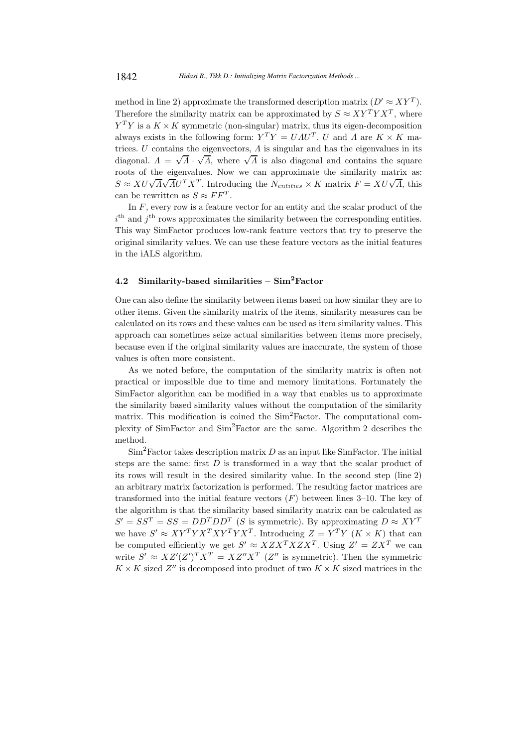method in line 2) approximate the transformed description matrix ($D' \approx XY^T$). Therefore the similarity matrix can be approximated by $S \approx XY^TYX^T$, where $Y^TY$ is a $K \times K$ symmetric (non-singular) matrix, thus its eigen-decomposition always exists in the following form: $Y^TY = U\Lambda U^T$. $U$ and $\Lambda$ are $K \times K$ matrices. $U$ contains the eigenvectors, $\Lambda$ is singular and has the eigenvalues in its diagonal. $\Lambda = \sqrt{\Lambda} \cdot \sqrt{\Lambda}$, where $\sqrt{\Lambda}$ is also diagonal and contains the square roots of the eigenvalues. Now we can approximate the similarity matrix as: $S \approx XU\sqrt{\Lambda}\sqrt{\Lambda}U^TX^T$. Introducing the $N_{entities} \times K$ matrix $F = XU\sqrt{\Lambda}$, this can be rewritten as $S \approx FF^T$.

In $F$, every row is a feature vector for an entity and the scalar product of the $i^{\text{th}}$ and $j^{\text{th}}$ rows approximates the similarity between the corresponding entities. This way SimFactor produces low-rank feature vectors that try to preserve the original similarity values. We can use these feature vectors as the initial features in the iALS algorithm.

### 4.2 Similarity-based similarities – Sim$^2$Factor

One can also define the similarity between items based on how similar they are to other items. Given the similarity matrix of the items, similarity measures can be calculated on its rows and these values can be used as item similarity values. This approach can sometimes seize actual similarities between items more precisely, because even if the original similarity values are inaccurate, the system of those values is often more consistent.

As we noted before, the computation of the similarity matrix is often not practical or impossible due to time and memory limitations. Fortunately the SimFactor algorithm can be modified in a way that enables us to approximate the similarity based similarity values without the computation of the similarity matrix. This modification is coined the Sim$^2$Factor. The computational complexity of SimFactor and Sim$^2$Factor are the same. Algorithm 2 describes the method.

Sim$^2$Factor takes description matrix $D$ as an input like SimFactor. The initial steps are the same: first $D$ is transformed in a way that the scalar product of its rows will result in the desired similarity value. In the second step (line 2) an arbitrary matrix factorization is performed. The resulting factor matrices are transformed into the initial feature vectors ($F$) between lines 3–10. The key of the algorithm is that the similarity based similarity matrix can be calculated as $S' = SS^T = SS = DD^TDD^T$ ($S$ is symmetric). By approximating $D \approx XY^T$ we have $S' \approx XY^TYX^TXY^TYX^T$. Introducing $Z = Y^TY$ ($K \times K$) that can be computed efficiently we get $S' \approx XZX^TXZX^T$. Using $Z' = ZX^T$ we can write $S' \approx XZ'(Z')^TX^T = XZ''X^T$ ($Z''$ is symmetric). Then the symmetric $K \times K$ sized $Z''$ is decomposed into product of two $K \times K$ sized matrices in the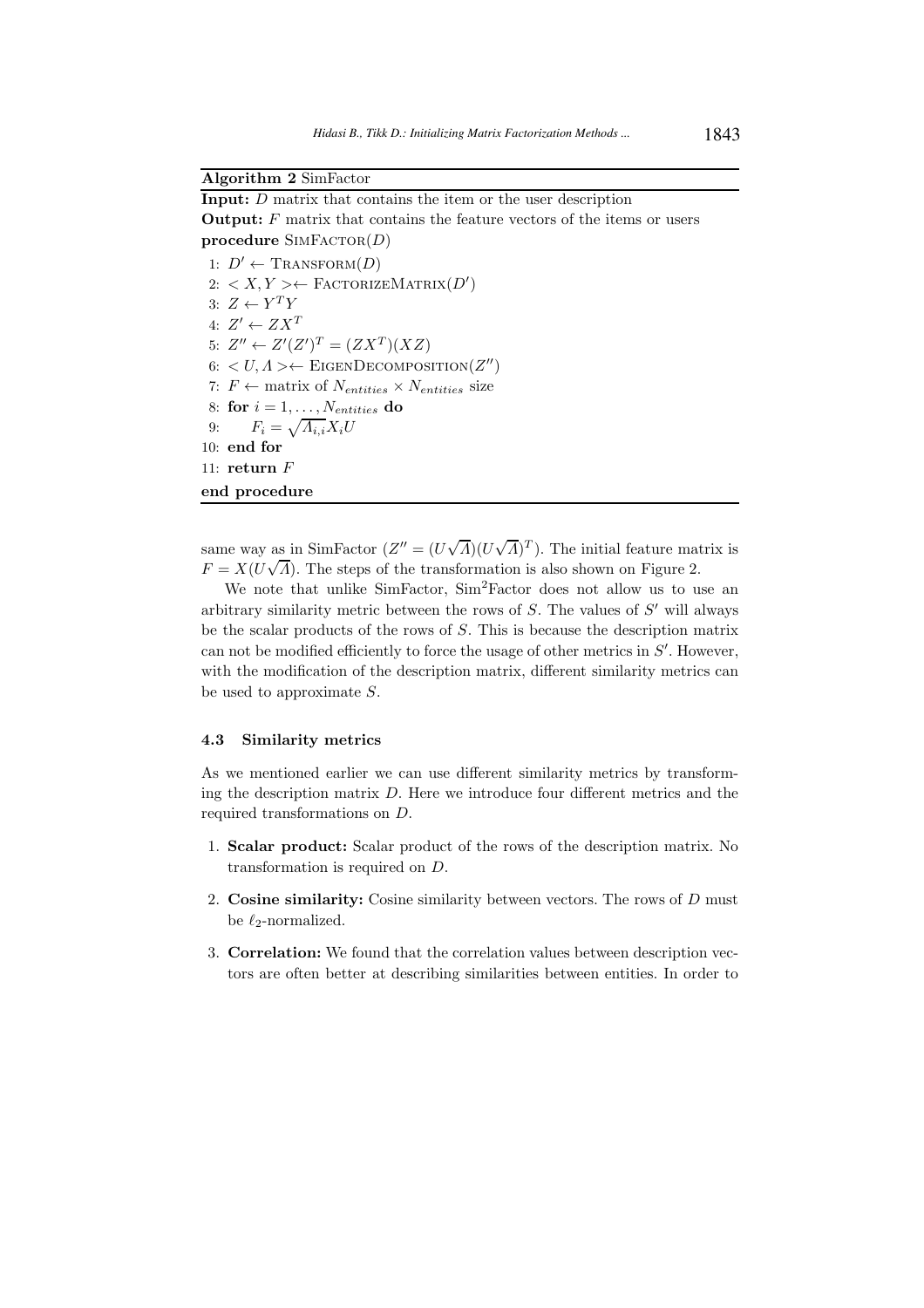**Algorithm 2** SimFactor

**Input:** $D$ matrix that contains the item or the user description
**Output:** $F$ matrix that contains the feature vectors of the items or users
**procedure** SimFactor($D$)

1: $D' \leftarrow$ Transform($D$)
2: $< X, Y > \leftarrow$ FactorizeMatrix($D'$)
3: $Z \leftarrow Y^T Y$
4: $Z' \leftarrow Z X^T$
5: $Z'' \leftarrow Z'(Z')^T = (ZX^T)(XZ)$
6: $< U, \Lambda > \leftarrow$ EigenDecomposition($Z''$)
7: $F \leftarrow$ matrix of $N_{entities} \times N_{entities}$ size
8: **for** $i = 1, \ldots, N_{entities}$ **do**
9: $\quad F_i = \sqrt{\Lambda_{i,i}} X_i U$
10: **end for**
11: **return** $F$

**end procedure**

same way as in SimFactor ($Z'' = (U\sqrt{\Lambda})(U\sqrt{\Lambda})^T$). The initial feature matrix is $F = X(U\sqrt{\Lambda})$. The steps of the transformation is also shown on Figure 2.

We note that unlike SimFactor, Sim$^2$Factor does not allow us to use an arbitrary similarity metric between the rows of $S$. The values of $S'$ will always be the scalar products of the rows of $S$. This is because the description matrix can not be modified efficiently to force the usage of other metrics in $S'$. However, with the modification of the description matrix, different similarity metrics can be used to approximate $S$.

### 4.3 Similarity metrics

As we mentioned earlier we can use different similarity metrics by transforming the description matrix $D$. Here we introduce four different metrics and the required transformations on $D$.

1. **Scalar product:** Scalar product of the rows of the description matrix. No transformation is required on $D$.
2. **Cosine similarity:** Cosine similarity between vectors. The rows of $D$ must be $\ell_2$-normalized.
3. **Correlation:** We found that the correlation values between description vectors are often better at describing similarities between entities. In order to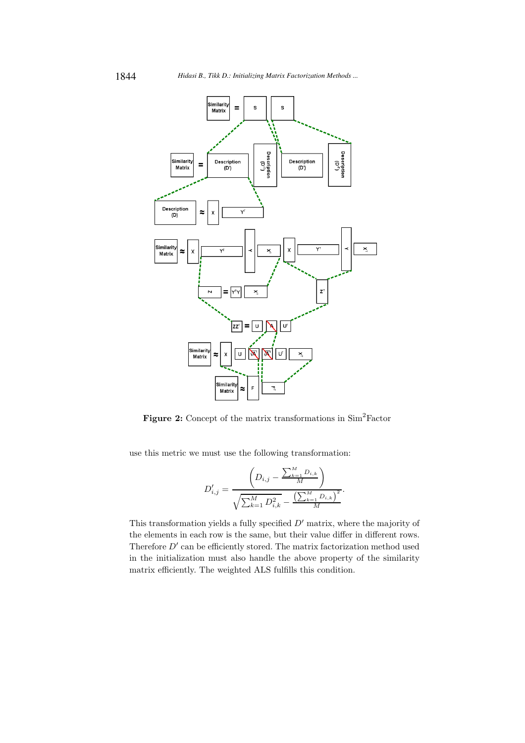**Figure 2:** Concept of the matrix transformations in Sim$^2$Factor

use this metric we must use the following transformation:

$$D'_{i,j} = \frac{\left(D_{i,j} - \frac{\sum_{k=1}^{M} D_{i,k}}{M}\right)}{\sqrt{\sum_{k=1}^{M} D_{i,k}^2} - \frac{\left(\sum_{k=1}^{M} D_{i,k}\right)^2}{M}}.$$

This transformation yields a fully specified $D'$ matrix, where the majority of the elements in each row is the same, but their value differ in different rows. Therefore $D'$ can be efficiently stored. The matrix factorization method used in the initialization must also handle the above property of the similarity matrix efficiently. The weighted ALS fulfills this condition.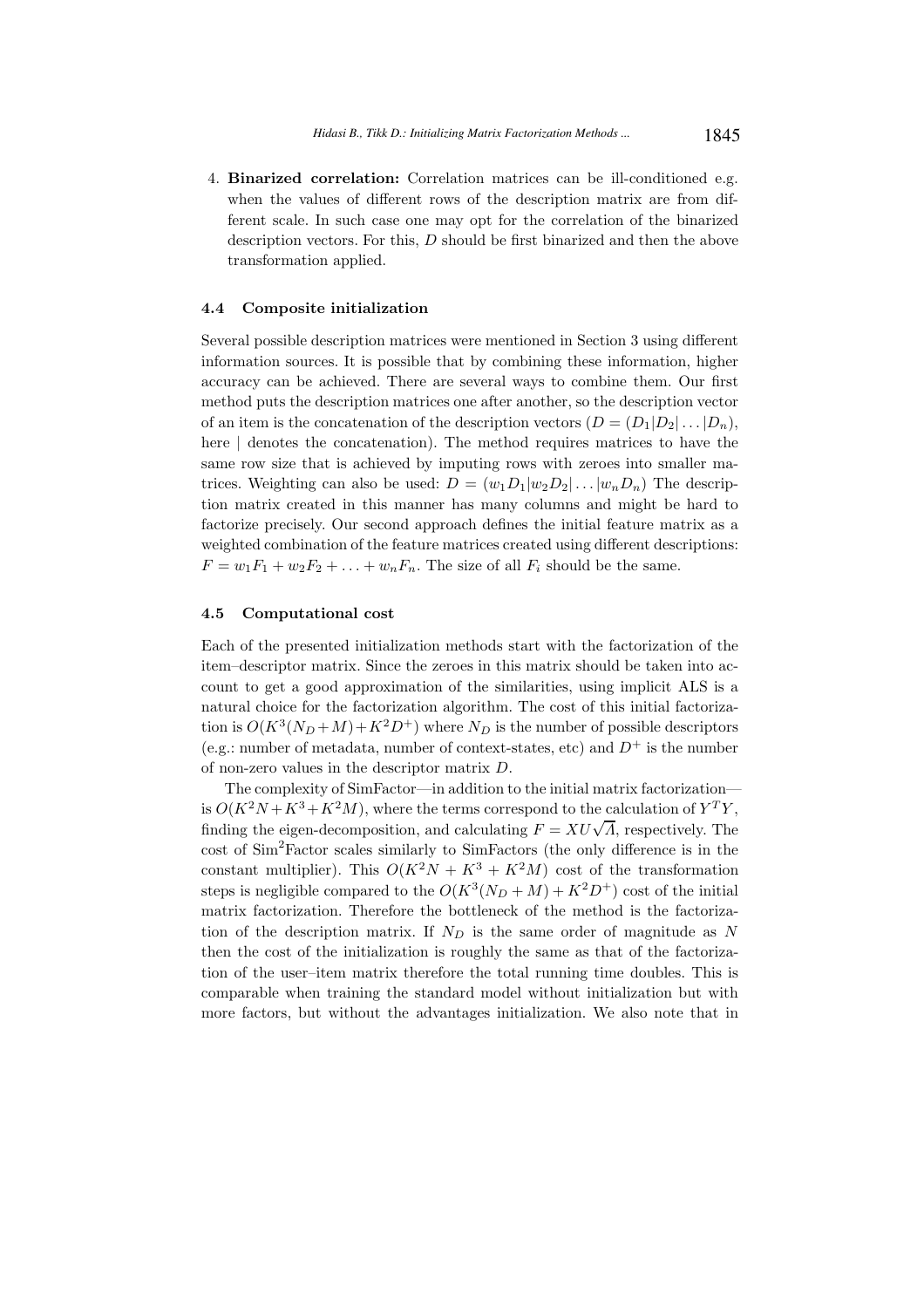4. **Binarized correlation:** Correlation matrices can be ill-conditioned e.g. when the values of different rows of the description matrix are from different scale. In such case one may opt for the correlation of the binarized description vectors. For this, $D$ should be first binarized and then the above transformation applied.

### 4.4 Composite initialization

Several possible description matrices were mentioned in Section 3 using different information sources. It is possible that by combining these information, higher accuracy can be achieved. There are several ways to combine them. Our first method puts the description matrices one after another, so the description vector of an item is the concatenation of the description vectors ($D = (D_1|D_2|\dots|D_n)$, here | denotes the concatenation). The method requires matrices to have the same row size that is achieved by imputing rows with zeroes into smaller matrices. Weighting can also be used: $D = (w_1 D_1|w_2 D_2|\dots|w_n D_n)$ The description matrix created in this manner has many columns and might be hard to factorize precisely. Our second approach defines the initial feature matrix as a weighted combination of the feature matrices created using different descriptions: $F = w_1 F_1 + w_2 F_2 + \dots + w_n F_n$. The size of all $F_i$ should be the same.

### 4.5 Computational cost

Each of the presented initialization methods start with the factorization of the item–descriptor matrix. Since the zeroes in this matrix should be taken into account to get a good approximation of the similarities, using implicit ALS is a natural choice for the factorization algorithm. The cost of this initial factorization is $O(K^3(N_D + M) + K^2 D^+)$ where $N_D$ is the number of possible descriptors (e.g.: number of metadata, number of context-states, etc) and $D^+$ is the number of non-zero values in the descriptor matrix $D$.

The complexity of SimFactor—in addition to the initial matrix factorization—is $O(K^2 N + K^3 + K^2 M)$, where the terms correspond to the calculation of $Y^T Y$, finding the eigen-decomposition, and calculating $F = XU\sqrt{\Lambda}$, respectively. The cost of Sim$^2$Factor scales similarly to SimFactors (the only difference is in the constant multiplier). This $O(K^2 N + K^3 + K^2 M)$ cost of the transformation steps is negligible compared to the $O(K^3(N_D + M) + K^2 D^+)$ cost of the initial matrix factorization. Therefore the bottleneck of the method is the factorization of the description matrix. If $N_D$ is the same order of magnitude as $N$ then the cost of the initialization is roughly the same as that of the factorization of the user–item matrix therefore the total running time doubles. This is comparable when training the standard model without initialization but with more factors, but without the advantages initialization. We also note that in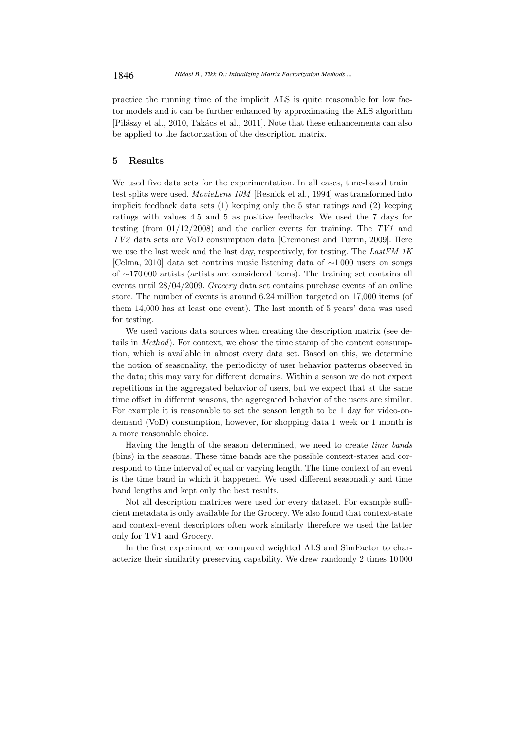practice the running time of the implicit ALS is quite reasonable for low factor models and it can be further enhanced by approximating the ALS algorithm [Pilászy et al., 2010, Takács et al., 2011]. Note that these enhancements can also be applied to the factorization of the description matrix.

## 5 Results

We used five data sets for the experimentation. In all cases, time-based train–test splits were used. *MovieLens 10M* [Resnick et al., 1994] was transformed into implicit feedback data sets (1) keeping only the 5 star ratings and (2) keeping ratings with values 4.5 and 5 as positive feedbacks. We used the 7 days for testing (from 01/12/2008) and the earlier events for training. The *TV1* and *TV2* data sets are VoD consumption data [Cremonesi and Turrin, 2009]. Here we use the last week and the last day, respectively, for testing. The *LastFM 1K* [Celma, 2010] data set contains music listening data of $\sim$1 000 users on songs of $\sim$170 000 artists (artists are considered items). The training set contains all events until 28/04/2009. *Grocery* data set contains purchase events of an online store. The number of events is around 6.24 million targeted on 17,000 items (of them 14,000 has at least one event). The last month of 5 years' data was used for testing.

We used various data sources when creating the description matrix (see details in *Method*). For context, we chose the time stamp of the content consumption, which is available in almost every data set. Based on this, we determine the notion of seasonality, the periodicity of user behavior patterns observed in the data; this may vary for different domains. Within a season we do not expect repetitions in the aggregated behavior of users, but we expect that at the same time offset in different seasons, the aggregated behavior of the users are similar. For example it is reasonable to set the season length to be 1 day for video-on-demand (VoD) consumption, however, for shopping data 1 week or 1 month is a more reasonable choice.

Having the length of the season determined, we need to create *time bands* (bins) in the seasons. These time bands are the possible context-states and correspond to time interval of equal or varying length. The time context of an event is the time band in which it happened. We used different seasonality and time band lengths and kept only the best results.

Not all description matrices were used for every dataset. For example sufficient metadata is only available for the Grocery. We also found that context-state and context-event descriptors often work similarly therefore we used the latter only for TV1 and Grocery.

In the first experiment we compared weighted ALS and SimFactor to characterize their similarity preserving capability. We drew randomly 2 times 10 000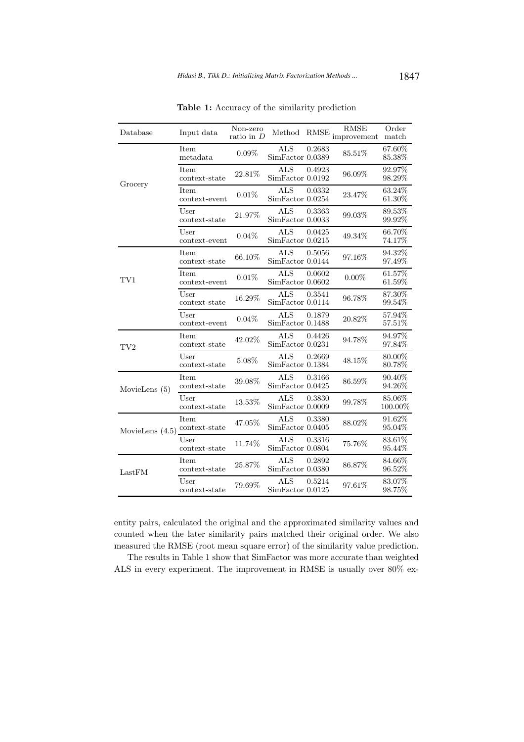**Table 1:** Accuracy of the similarity prediction

| Database | Input data | Non-zero ratio in $D$ | Method | RMSE | RMSE improvement | Order match |
|---|---|---|---|---|---|---|
| Grocery | Item metadata | 0.09% | ALS | 0.2683 | 85.51% | 67.60% |
| | | | SimFactor | 0.0389 | | 85.38% |
| | Item context-state | 22.81% | ALS | 0.4923 | 96.09% | 92.97% |
| | | | SimFactor | 0.0192 | | 98.29% |
| | Item context-event | 0.01% | ALS | 0.0332 | 23.47% | 63.24% |
| | | | SimFactor | 0.0254 | | 61.30% |
| | User context-state | 21.97% | ALS | 0.3363 | 99.03% | 89.53% |
| | | | SimFactor | 0.0033 | | 99.92% |
| | User context-event | 0.04% | ALS | 0.0425 | 49.34% | 66.70% |
| | | | SimFactor | 0.0215 | | 74.17% |
| TV1 | Item context-state | 66.10% | ALS | 0.5056 | 97.16% | 94.32% |
| | | | SimFactor | 0.0144 | | 97.49% |
| | Item context-event | 0.01% | ALS | 0.0602 | 0.00% | 61.57% |
| | | | SimFactor | 0.0602 | | 61.59% |
| | User context-state | 16.29% | ALS | 0.3541 | 96.78% | 87.30% |
| | | | SimFactor | 0.0114 | | 99.54% |
| | User context-event | 0.04% | ALS | 0.1879 | 20.82% | 57.94% |
| | | | SimFactor | 0.1488 | | 57.51% |
| TV2 | Item context-state | 42.02% | ALS | 0.4426 | 94.78% | 94.97% |
| | | | SimFactor | 0.0231 | | 97.84% |
| | User context-state | 5.08% | ALS | 0.2669 | 48.15% | 80.00% |
| | | | SimFactor | 0.1384 | | 80.78% |
| MovieLens (5) | Item context-state | 39.08% | ALS | 0.3166 | 86.59% | 90.40% |
| | | | SimFactor | 0.0425 | | 94.26% |
| | User context-state | 13.53% | ALS | 0.3830 | 99.78% | 85.06% |
| | | | SimFactor | 0.0009 | | 100.00% |
| MovieLens (4.5) | Item context-state | 47.05% | ALS | 0.3380 | 88.02% | 91.62% |
| | | | SimFactor | 0.0405 | | 95.04% |
| | User context-state | 11.74% | ALS | 0.3316 | 75.76% | 83.61% |
| | | | SimFactor | 0.0804 | | 95.44% |
| LastFM | Item context-state | 25.87% | ALS | 0.2892 | 86.87% | 84.66% |
| | | | SimFactor | 0.0380 | | 96.52% |
| | User context-state | 79.69% | ALS | 0.5214 | 97.61% | 83.07% |
| | | | SimFactor | 0.0125 | | 98.75% |

entity pairs, calculated the original and the approximated similarity values and counted when the later similarity pairs matched their original order. We also measured the RMSE (root mean square error) of the similarity value prediction.

The results in Table 1 show that SimFactor was more accurate than weighted ALS in every experiment. The improvement in RMSE is usually over 80% ex-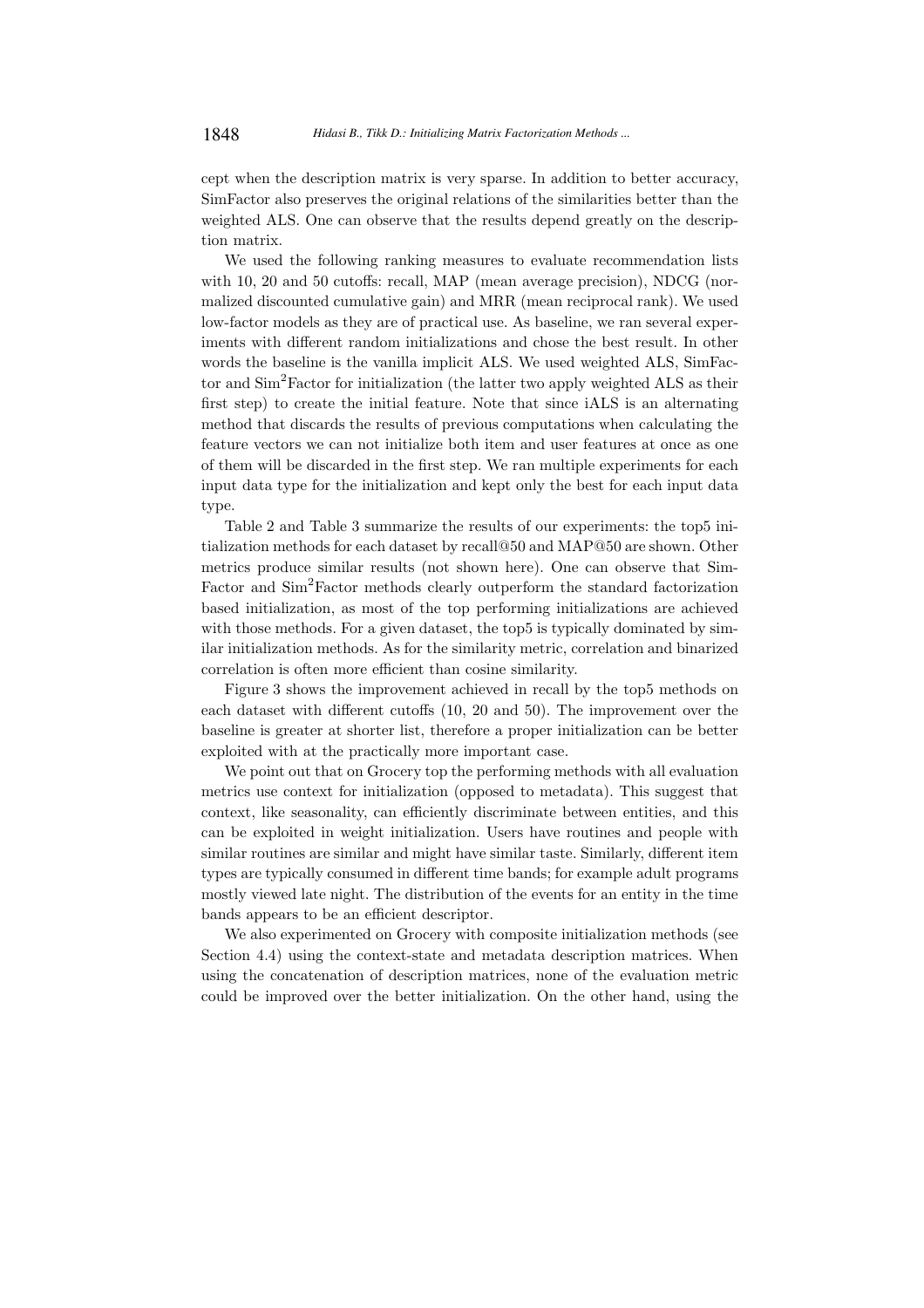cept when the description matrix is very sparse. In addition to better accuracy, SimFactor also preserves the original relations of the similarities better than the weighted ALS. One can observe that the results depend greatly on the description matrix.

We used the following ranking measures to evaluate recommendation lists with 10, 20 and 50 cutoffs: recall, MAP (mean average precision), NDCG (normalized discounted cumulative gain) and MRR (mean reciprocal rank). We used low-factor models as they are of practical use. As baseline, we ran several experiments with different random initializations and chose the best result. In other words the baseline is the vanilla implicit ALS. We used weighted ALS, SimFactor and Sim$^2$Factor for initialization (the latter two apply weighted ALS as their first step) to create the initial feature. Note that since iALS is an alternating method that discards the results of previous computations when calculating the feature vectors we can not initialize both item and user features at once as one of them will be discarded in the first step. We ran multiple experiments for each input data type for the initialization and kept only the best for each input data type.

Table 2 and Table 3 summarize the results of our experiments: the top5 initialization methods for each dataset by recall@50 and MAP@50 are shown. Other metrics produce similar results (not shown here). One can observe that SimFactor and Sim$^2$Factor methods clearly outperform the standard factorization based initialization, as most of the top performing initializations are achieved with those methods. For a given dataset, the top5 is typically dominated by similar initialization methods. As for the similarity metric, correlation and binarized correlation is often more efficient than cosine similarity.

Figure 3 shows the improvement achieved in recall by the top5 methods on each dataset with different cutoffs (10, 20 and 50). The improvement over the baseline is greater at shorter list, therefore a proper initialization can be better exploited with at the practically more important case.

We point out that on Grocery top the performing methods with all evaluation metrics use context for initialization (opposed to metadata). This suggest that context, like seasonality, can efficiently discriminate between entities, and this can be exploited in weight initialization. Users have routines and people with similar routines are similar and might have similar taste. Similarly, different item types are typically consumed in different time bands; for example adult programs mostly viewed late night. The distribution of the events for an entity in the time bands appears to be an efficient descriptor.

We also experimented on Grocery with composite initialization methods (see Section 4.4) using the context-state and metadata description matrices. When using the concatenation of description matrices, none of the evaluation metric could be improved over the better initialization. On the other hand, using the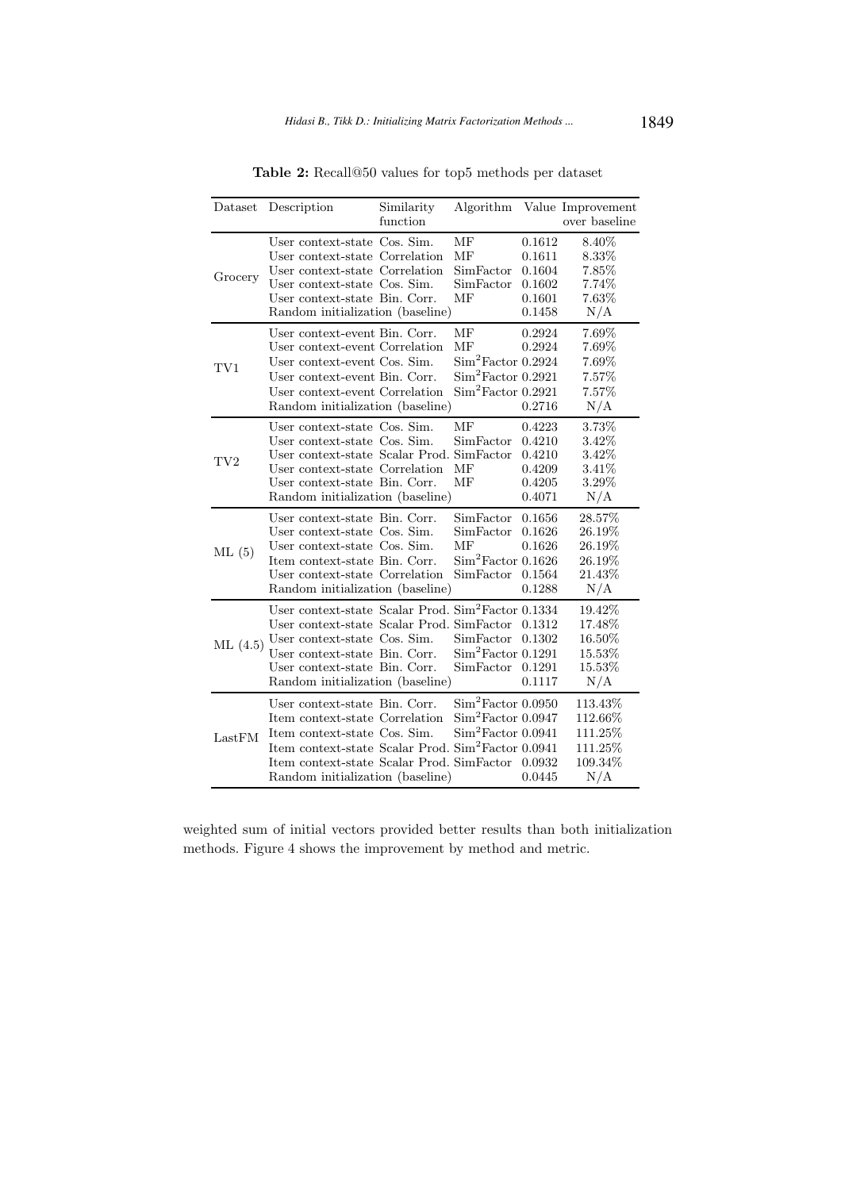**Table 2:** Recall@50 values for top5 methods per dataset

| Dataset | Description | Similarity function | Algorithm | Value | Improvement over baseline |
|---|---|---|---|---|---|
| Grocery | User context-state | Cos. Sim. | MF | 0.1612 | 8.40% |
| | User context-state | Correlation | MF | 0.1611 | 8.33% |
| | User context-state | Correlation | SimFactor | 0.1604 | 7.85% |
| | User context-state | Cos. Sim. | SimFactor | 0.1602 | 7.74% |
| | User context-state | Bin. Corr. | MF | 0.1601 | 7.63% |
| | Random initialization (baseline) | | | 0.1458 | N/A |
| TV1 | User context-event | Bin. Corr. | MF | 0.2924 | 7.69% |
| | User context-event | Correlation | MF | 0.2924 | 7.69% |
| | User context-event | Cos. Sim. | $\text{Sim}^2\text{Factor}$ | 0.2924 | 7.69% |
| | User context-event | Bin. Corr. | $\text{Sim}^2\text{Factor}$ | 0.2921 | 7.57% |
| | User context-event | Correlation | $\text{Sim}^2\text{Factor}$ | 0.2921 | 7.57% |
| | Random initialization (baseline) | | | 0.2716 | N/A |
| TV2 | User context-state | Cos. Sim. | MF | 0.4223 | 3.73% |
| | User context-state | Cos. Sim. | SimFactor | 0.4210 | 3.42% |
| | User context-state | Scalar Prod. | SimFactor | 0.4210 | 3.42% |
| | User context-state | Correlation | MF | 0.4209 | 3.41% |
| | User context-state | Bin. Corr. | MF | 0.4205 | 3.29% |
| | Random initialization (baseline) | | | 0.4071 | N/A |
| ML (5) | User context-state | Bin. Corr. | SimFactor | 0.1656 | 28.57% |
| | User context-state | Cos. Sim. | SimFactor | 0.1626 | 26.19% |
| | User context-state | Cos. Sim. | MF | 0.1626 | 26.19% |
| | Item context-state | Bin. Corr. | $\text{Sim}^2\text{Factor}$ | 0.1626 | 26.19% |
| | User context-state | Correlation | SimFactor | 0.1564 | 21.43% |
| | Random initialization (baseline) | | | 0.1288 | N/A |
| ML (4.5) | User context-state | Scalar Prod. | $\text{Sim}^2\text{Factor}$ | 0.1334 | 19.42% |
| | User context-state | Scalar Prod. | SimFactor | 0.1312 | 17.48% |
| | User context-state | Cos. Sim. | SimFactor | 0.1302 | 16.50% |
| | User context-state | Bin. Corr. | $\text{Sim}^2\text{Factor}$ | 0.1291 | 15.53% |
| | User context-state | Bin. Corr. | SimFactor | 0.1291 | 15.53% |
| | Random initialization (baseline) | | | 0.1117 | N/A |
| LastFM | User context-state | Bin. Corr. | $\text{Sim}^2\text{Factor}$ | 0.0950 | 113.43% |
| | Item context-state | Correlation | $\text{Sim}^2\text{Factor}$ | 0.0947 | 112.66% |
| | Item context-state | Cos. Sim. | $\text{Sim}^2\text{Factor}$ | 0.0941 | 111.25% |
| | Item context-state | Scalar Prod. | $\text{Sim}^2\text{Factor}$ | 0.0941 | 111.25% |
| | Item context-state | Scalar Prod. | SimFactor | 0.0932 | 109.34% |
| | Random initialization (baseline) | | | 0.0445 | N/A |

weighted sum of initial vectors provided better results than both initialization methods. Figure 4 shows the improvement by method and metric.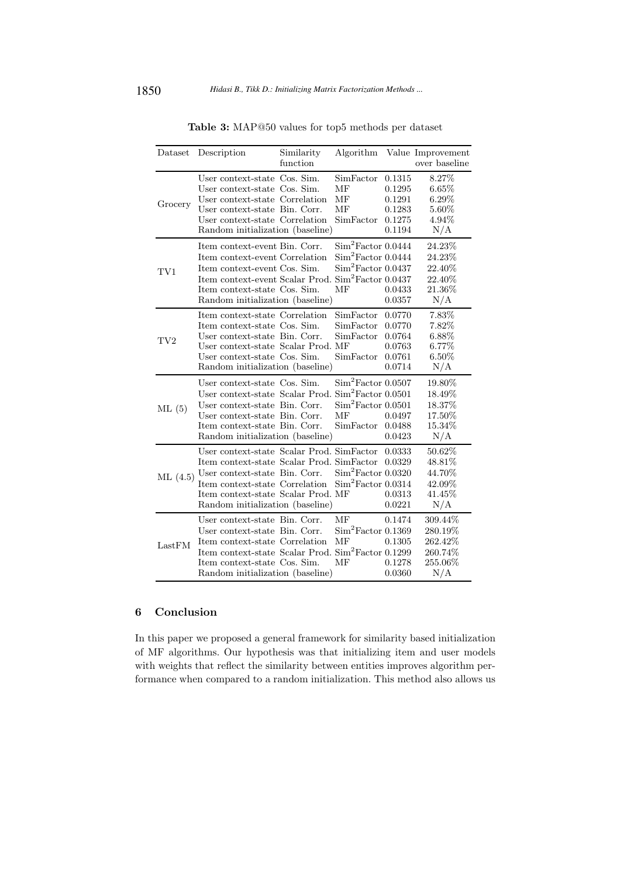**Table 3:** MAP@50 values for top5 methods per dataset

| Dataset | Description | Similarity function | Algorithm | Value | Improvement over baseline |
|---|---|---|---|---|---|
| Grocery | User context-state | Cos. Sim. | SimFactor | 0.1315 | 8.27% |
| | User context-state | Cos. Sim. | MF | 0.1295 | 6.65% |
| | User context-state | Correlation | MF | 0.1291 | 6.29% |
| | User context-state | Bin. Corr. | MF | 0.1283 | 5.60% |
| | User context-state | Correlation | SimFactor | 0.1275 | 4.94% |
| | Random initialization (baseline) | | | 0.1194 | N/A |
| TV1 | Item context-event | Bin. Corr. | $\text{Sim}^2$Factor | 0.0444 | 24.23% |
| | Item context-event | Correlation | $\text{Sim}^2$Factor | 0.0444 | 24.23% |
| | Item context-event | Cos. Sim. | $\text{Sim}^2$Factor | 0.0437 | 22.40% |
| | Item context-event | Scalar Prod. | $\text{Sim}^2$Factor | 0.0437 | 22.40% |
| | Item context-state | Cos. Sim. | MF | 0.0433 | 21.36% |
| | Random initialization (baseline) | | | 0.0357 | N/A |
| TV2 | Item context-state | Correlation | SimFactor | 0.0770 | 7.83% |
| | Item context-state | Cos. Sim. | SimFactor | 0.0770 | 7.82% |
| | User context-state | Bin. Corr. | SimFactor | 0.0764 | 6.88% |
| | User context-state | Scalar Prod. | MF | 0.0763 | 6.77% |
| | User context-state | Cos. Sim. | SimFactor | 0.0761 | 6.50% |
| | Random initialization (baseline) | | | 0.0714 | N/A |
| ML (5) | User context-state | Cos. Sim. | $\text{Sim}^2$Factor | 0.0507 | 19.80% |
| | User context-state | Scalar Prod. | $\text{Sim}^2$Factor | 0.0501 | 18.49% |
| | User context-state | Bin. Corr. | $\text{Sim}^2$Factor | 0.0501 | 18.37% |
| | User context-state | Bin. Corr. | MF | 0.0497 | 17.50% |
| | Item context-state | Bin. Corr. | SimFactor | 0.0488 | 15.34% |
| | Random initialization (baseline) | | | 0.0423 | N/A |
| ML (4.5) | User context-state | Scalar Prod. | SimFactor | 0.0333 | 50.62% |
| | Item context-state | Scalar Prod. | SimFactor | 0.0329 | 48.81% |
| | User context-state | Bin. Corr. | $\text{Sim}^2$Factor | 0.0320 | 44.70% |
| | Item context-state | Correlation | $\text{Sim}^2$Factor | 0.0314 | 42.09% |
| | Item context-state | Scalar Prod. | MF | 0.0313 | 41.45% |
| | Random initialization (baseline) | | | 0.0221 | N/A |
| LastFM | User context-state | Bin. Corr. | MF | 0.1474 | 309.44% |
| | User context-state | Bin. Corr. | $\text{Sim}^2$Factor | 0.1369 | 280.19% |
| | Item context-state | Correlation | MF | 0.1305 | 262.42% |
| | Item context-state | Scalar Prod. | $\text{Sim}^2$Factor | 0.1299 | 260.74% |
| | Item context-state | Cos. Sim. | MF | 0.1278 | 255.06% |
| | Random initialization (baseline) | | | 0.0360 | N/A |

## 6 Conclusion

In this paper we proposed a general framework for similarity based initialization of MF algorithms. Our hypothesis was that initializing item and user models with weights that reflect the similarity between entities improves algorithm performance when compared to a random initialization. This method also allows us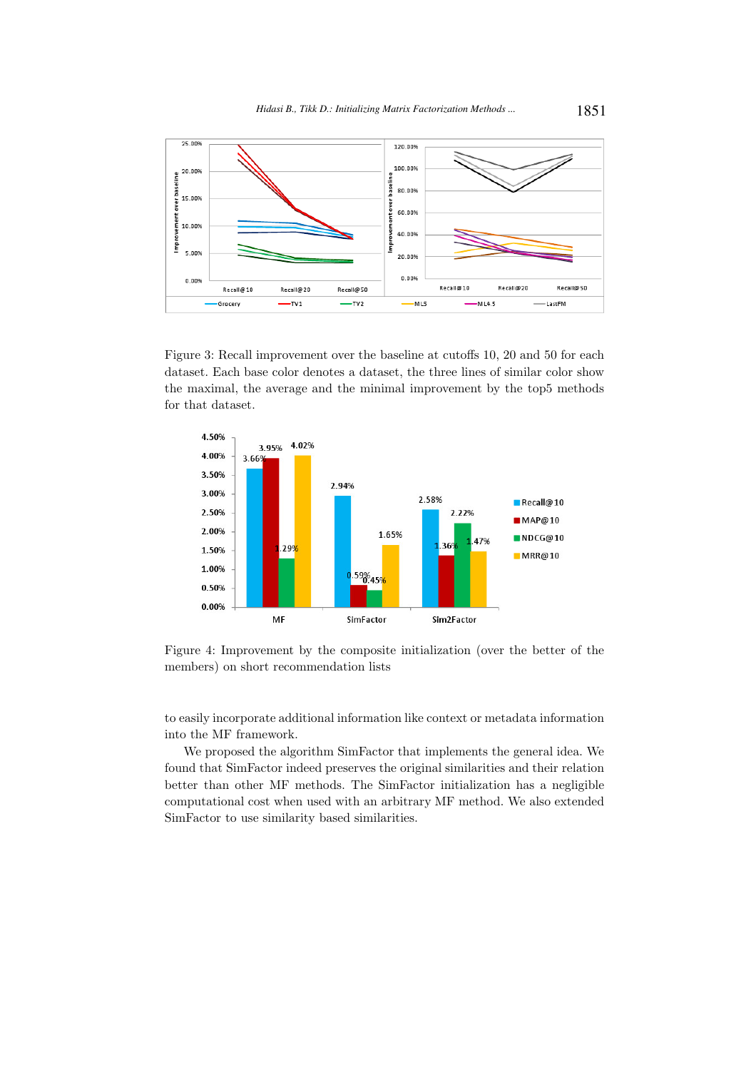Figure 3: Recall improvement over the baseline at cutoffs 10, 20 and 50 for each dataset. Each base color denotes a dataset, the three lines of similar color show the maximal, the average and the minimal improvement by the top5 methods for that dataset.

Figure 4: Improvement by the composite initialization (over the better of the members) on short recommendation lists

to easily incorporate additional information like context or metadata information into the MF framework.

We proposed the algorithm SimFactor that implements the general idea. We found that SimFactor indeed preserves the original similarities and their relation better than other MF methods. The SimFactor initialization has a negligible computational cost when used with an arbitrary MF method. We also extended SimFactor to use similarity based similarities.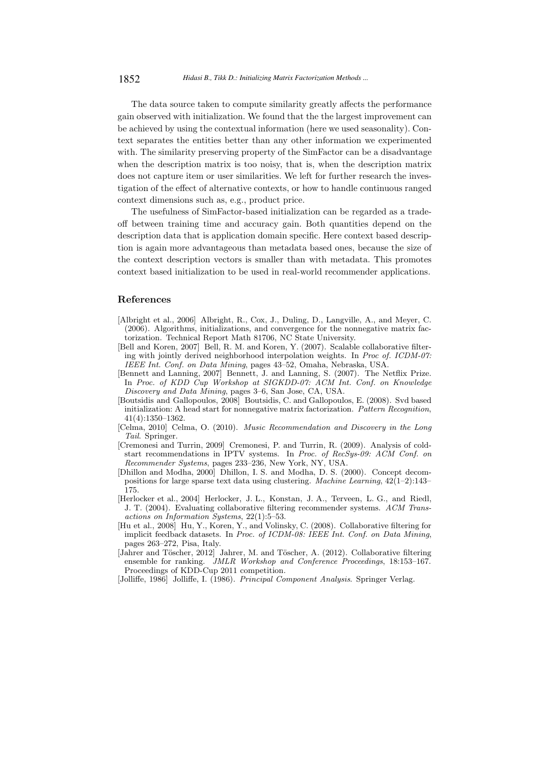The data source taken to compute similarity greatly affects the performance gain observed with initialization. We found that the the largest improvement can be achieved by using the contextual information (here we used seasonality). Context separates the entities better than any other information we experimented with. The similarity preserving property of the SimFactor can be a disadvantage when the description matrix is too noisy, that is, when the description matrix does not capture item or user similarities. We left for further research the investigation of the effect of alternative contexts, or how to handle continuous ranged context dimensions such as, e.g., product price.

The usefulness of SimFactor-based initialization can be regarded as a trade-off between training time and accuracy gain. Both quantities depend on the description data that is application domain specific. Here context based description is again more advantageous than metadata based ones, because the size of the context description vectors is smaller than with metadata. This promotes context based initialization to be used in real-world recommender applications.

## References

[Albright et al., 2006] Albright, R., Cox, J., Duling, D., Langville, A., and Meyer, C. (2006). Algorithms, initializations, and convergence for the nonnegative matrix factorization. Technical Report Math 81706, NC State University.

[Bell and Koren, 2007] Bell, R. M. and Koren, Y. (2007). Scalable collaborative filtering with jointly derived neighborhood interpolation weights. In *Proc of. ICDM-07: IEEE Int. Conf. on Data Mining*, pages 43–52, Omaha, Nebraska, USA.

[Bennett and Lanning, 2007] Bennett, J. and Lanning, S. (2007). The Netflix Prize. In *Proc. of KDD Cup Workshop at SIGKDD-07: ACM Int. Conf. on Knowledge Discovery and Data Mining*, pages 3–6, San Jose, CA, USA.

[Boutsidis and Gallopoulos, 2008] Boutsidis, C. and Gallopoulos, E. (2008). Svd based initialization: A head start for nonnegative matrix factorization. *Pattern Recognition*, 41(4):1350–1362.

[Celma, 2010] Celma, O. (2010). *Music Recommendation and Discovery in the Long Tail*. Springer.

[Cremonesi and Turrin, 2009] Cremonesi, P. and Turrin, R. (2009). Analysis of cold-start recommendations in IPTV systems. In *Proc. of RecSys-09: ACM Conf. on Recommender Systems*, pages 233–236, New York, NY, USA.

[Dhillon and Modha, 2000] Dhillon, I. S. and Modha, D. S. (2000). Concept decompositions for large sparse text data using clustering. *Machine Learning*, 42(1–2):143–175.

[Herlocker et al., 2004] Herlocker, J. L., Konstan, J. A., Terveen, L. G., and Riedl, J. T. (2004). Evaluating collaborative filtering recommender systems. *ACM Transactions on Information Systems*, 22(1):5–53.

[Hu et al., 2008] Hu, Y., Koren, Y., and Volinsky, C. (2008). Collaborative filtering for implicit feedback datasets. In *Proc. of ICDM-08: IEEE Int. Conf. on Data Mining*, pages 263–272, Pisa, Italy.

[Jahrer and Töscher, 2012] Jahrer, M. and Töscher, A. (2012). Collaborative filtering ensemble for ranking. *JMLR Workshop and Conference Proceedings*, 18:153–167. Proceedings of KDD-Cup 2011 competition.

[Jolliffe, 1986] Jolliffe, I. (1986). *Principal Component Analysis*. Springer Verlag.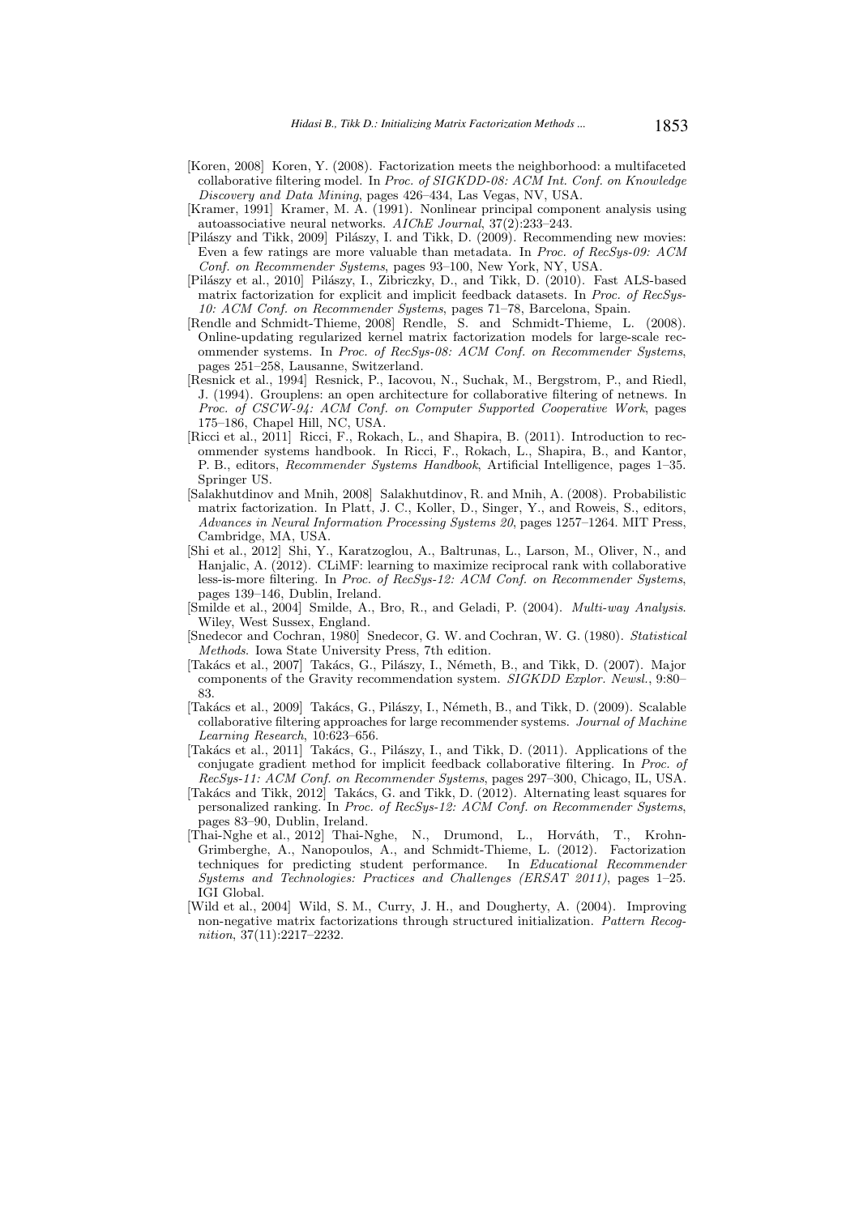[Koren, 2008] Koren, Y. (2008). Factorization meets the neighborhood: a multifaceted collaborative filtering model. In *Proc. of SIGKDD-08: ACM Int. Conf. on Knowledge Discovery and Data Mining*, pages 426–434, Las Vegas, NV, USA.

[Kramer, 1991] Kramer, M. A. (1991). Nonlinear principal component analysis using autoassociative neural networks. *AIChE Journal*, 37(2):233–243.

[Pilászy and Tikk, 2009] Pilászy, I. and Tikk, D. (2009). Recommending new movies: Even a few ratings are more valuable than metadata. In *Proc. of RecSys-09: ACM Conf. on Recommender Systems*, pages 93–100, New York, NY, USA.

[Pilászy et al., 2010] Pilászy, I., Zibriczky, D., and Tikk, D. (2010). Fast ALS-based matrix factorization for explicit and implicit feedback datasets. In *Proc. of RecSys-10: ACM Conf. on Recommender Systems*, pages 71–78, Barcelona, Spain.

[Rendle and Schmidt-Thieme, 2008] Rendle, S. and Schmidt-Thieme, L. (2008). Online-updating regularized kernel matrix factorization models for large-scale recommender systems. In *Proc. of RecSys-08: ACM Conf. on Recommender Systems*, pages 251–258, Lausanne, Switzerland.

[Resnick et al., 1994] Resnick, P., Iacovou, N., Suchak, M., Bergstrom, P., and Riedl, J. (1994). Grouplens: an open architecture for collaborative filtering of netnews. In *Proc. of CSCW-94: ACM Conf. on Computer Supported Cooperative Work*, pages 175–186, Chapel Hill, NC, USA.

[Ricci et al., 2011] Ricci, F., Rokach, L., and Shapira, B. (2011). Introduction to recommender systems handbook. In Ricci, F., Rokach, L., Shapira, B., and Kantor, P. B., editors, *Recommender Systems Handbook*, Artificial Intelligence, pages 1–35. Springer US.

[Salakhutdinov and Mnih, 2008] Salakhutdinov, R. and Mnih, A. (2008). Probabilistic matrix factorization. In Platt, J. C., Koller, D., Singer, Y., and Roweis, S., editors, *Advances in Neural Information Processing Systems 20*, pages 1257–1264. MIT Press, Cambridge, MA, USA.

[Shi et al., 2012] Shi, Y., Karatzoglou, A., Baltrunas, L., Larson, M., Oliver, N., and Hanjalic, A. (2012). CLiMF: learning to maximize reciprocal rank with collaborative less-is-more filtering. In *Proc. of RecSys-12: ACM Conf. on Recommender Systems*, pages 139–146, Dublin, Ireland.

[Smilde et al., 2004] Smilde, A., Bro, R., and Geladi, P. (2004). *Multi-way Analysis*. Wiley, West Sussex, England.

[Snedecor and Cochran, 1980] Snedecor, G. W. and Cochran, W. G. (1980). *Statistical Methods*. Iowa State University Press, 7th edition.

[Takács et al., 2007] Takács, G., Pilászy, I., Németh, B., and Tikk, D. (2007). Major components of the Gravity recommendation system. *SIGKDD Explor. Newsl.*, 9:80–83.

[Takács et al., 2009] Takács, G., Pilászy, I., Németh, B., and Tikk, D. (2009). Scalable collaborative filtering approaches for large recommender systems. *Journal of Machine Learning Research*, 10:623–656.

[Takács et al., 2011] Takács, G., Pilászy, I., and Tikk, D. (2011). Applications of the conjugate gradient method for implicit feedback collaborative filtering. In *Proc. of RecSys-11: ACM Conf. on Recommender Systems*, pages 297–300, Chicago, IL, USA.

[Takács and Tikk, 2012] Takács, G. and Tikk, D. (2012). Alternating least squares for personalized ranking. In *Proc. of RecSys-12: ACM Conf. on Recommender Systems*, pages 83–90, Dublin, Ireland.

[Thai-Nghe et al., 2012] Thai-Nghe, N., Drumond, L., Horváth, T., Krohn-Grimberghe, A., Nanopoulos, A., and Schmidt-Thieme, L. (2012). Factorization techniques for predicting student performance. In *Educational Recommender Systems and Technologies: Practices and Challenges (ERSAT 2011)*, pages 1–25. IGI Global.

[Wild et al., 2004] Wild, S. M., Curry, J. H., and Dougherty, A. (2004). Improving non-negative matrix factorizations through structured initialization. *Pattern Recognition*, 37(11):2217–2232.